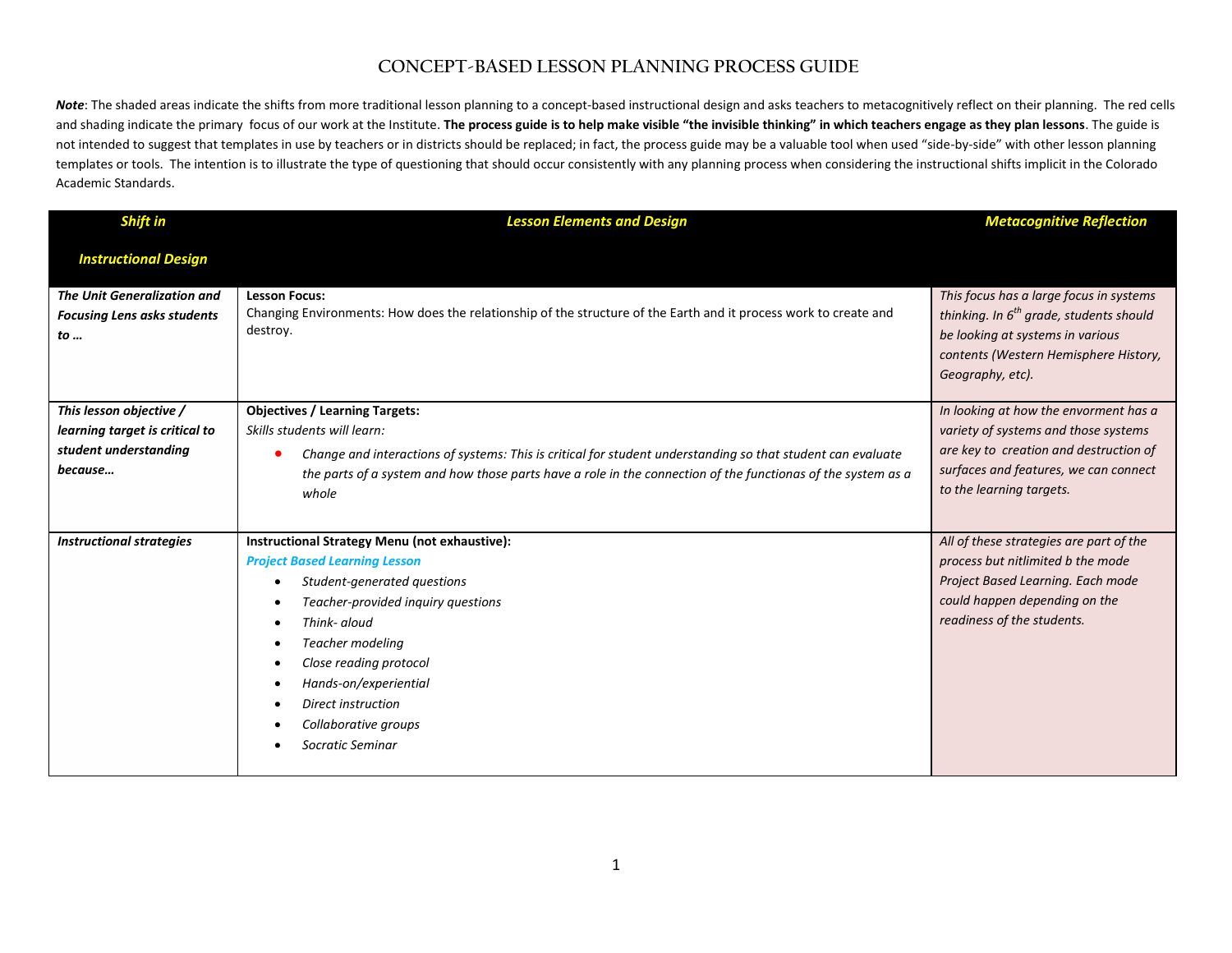# CONCEPT-BASED LESSON PLANNING PROCESS GUIDE

***Note***: The shaded areas indicate the shifts from more traditional lesson planning to a concept-based instructional design and asks teachers to metacognitively reflect on their planning. The red cells and shading indicate the primary focus of our work at the Institute. **The process guide is to help make visible "the invisible thinking" in which teachers engage as they plan lessons**. The guide is not intended to suggest that templates in use by teachers or in districts should be replaced; in fact, the process guide may be a valuable tool when used "side-by-side" with other lesson planning templates or tools. The intention is to illustrate the type of questioning that should occur consistently with any planning process when considering the instructional shifts implicit in the Colorado Academic Standards.

| ***Shift in Instructional Design*** | ***Lesson Elements and Design*** | ***Metacognitive Reflection*** |
|---|---|---|
| ***The Unit Generalization and Focusing Lens asks students to …*** | **Lesson Focus:**<br>Changing Environments: How does the relationship of the structure of the Earth and it process work to create and destroy. | *This focus has a large focus in systems thinking. In 6th grade, students should be looking at systems in various contents (Western Hemisphere History, Geography, etc).* |
| ***This lesson objective / learning target is critical to student understanding because…*** | **Objectives / Learning Targets:**<br>*Skills students will learn:*<br>• *Change and interactions of systems: This is critical for student understanding so that student can evaluate the parts of a system and how those parts have a role in the connection of the functionas of the system as a whole* | *In looking at how the envorment has a variety of systems and those systems are key to creation and destruction of surfaces and features, we can connect to the learning targets.* |
| ***Instructional strategies*** | **Instructional Strategy Menu (not exhaustive):**<br>***Project Based Learning Lesson***<br>• *Student-generated questions*<br>• *Teacher-provided inquiry questions*<br>• *Think- aloud*<br>• *Teacher modeling*<br>• *Close reading protocol*<br>• *Hands-on/experiential*<br>• *Direct instruction*<br>• *Collaborative groups*<br>• *Socratic Seminar* | *All of these strategies are part of the process but nitlimited b the mode Project Based Learning. Each mode could happen depending on the readiness of the students.* |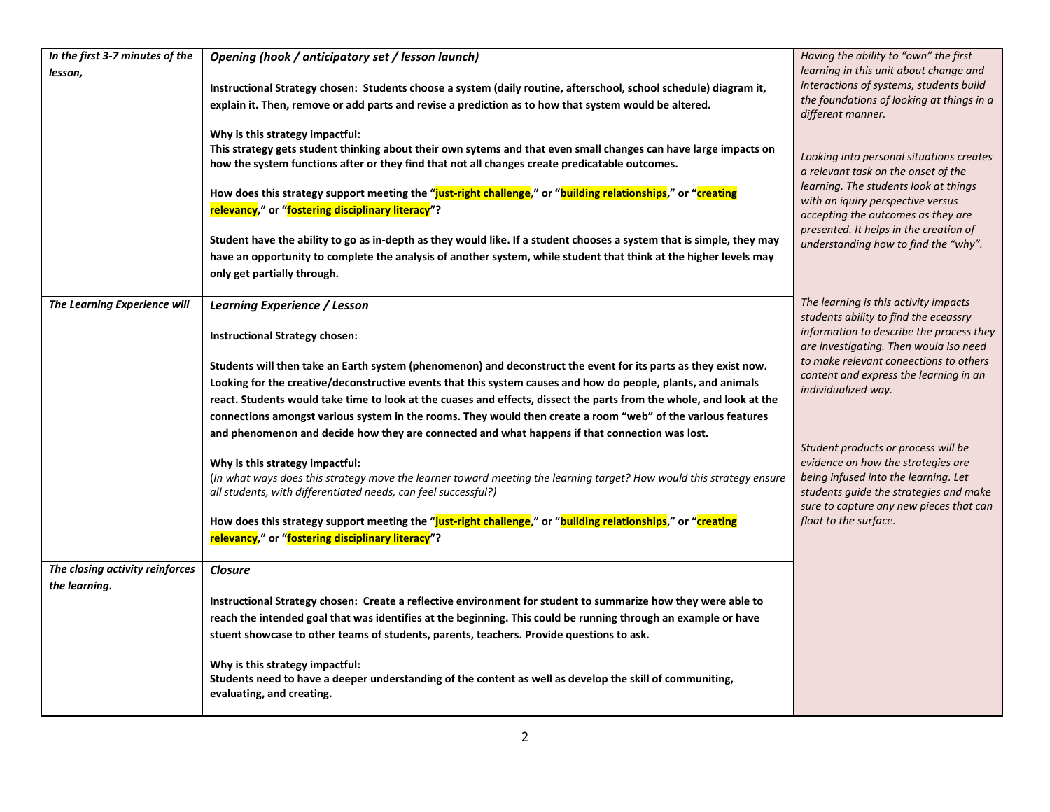| | | |
|---|---|---|
| *In the first 3-7 minutes of the lesson,* | ***Opening (hook / anticipatory set / lesson launch)***<br><br>**Instructional Strategy chosen: Students choose a system (daily routine, afterschool, school schedule) diagram it, explain it. Then, remove or add parts and revise a prediction as to how that system would be altered.**<br><br>**Why is this strategy impactful:**<br>**This strategy gets student thinking about their own sytems and that even small changes can have large impacts on how the system functions after or they find that not all changes create predicatable outcomes.**<br><br>**How does this strategy support meeting the "just-right challenge," or "building relationships," or "creating relevancy," or "fostering disciplinary literacy"?**<br><br>**Student have the ability to go as in-depth as they would like. If a student chooses a system that is simple, they may have an opportunity to complete the analysis of another system, while student that think at the higher levels may only get partially through.** | *Having the ability to "own" the first learning in this unit about change and interactions of systems, students build the foundations of looking at things in a different manner.*<br><br>*Looking into personal situations creates a relevant task on the onset of the learning. The students look at things with an iquiry perspective versus accepting the outcomes as they are presented. It helps in the creation of understanding how to find the "why".* |
| ***The Learning Experience will*** | ***Learning Experience / Lesson***<br><br>**Instructional Strategy chosen:**<br><br>**Students will then take an Earth system (phenomenon) and deconstruct the event for its parts as they exist now. Looking for the creative/deconstructive events that this system causes and how do people, plants, and animals react. Students would take time to look at the cuases and effects, dissect the parts from the whole, and look at the connections amongst various system in the rooms. They would then create a room "web" of the various features and phenomenon and decide how they are connected and what happens if that connection was lost.**<br><br>**Why is this strategy impactful:**<br>(*In what ways does this strategy move the learner toward meeting the learning target? How would this strategy ensure all students, with differentiated needs, can feel successful?)*<br><br>**How does this strategy support meeting the "just-right challenge," or "building relationships," or "creating relevancy," or "fostering disciplinary literacy"?** | *The learning is this activity impacts students ability to find the eceassry information to describe the process they are investigating. Then woula lso need to make relevant coneections to others content and express the learning in an individualized way.*<br><br>*Student products or process will be evidence on how the strategies are being infused into the learning. Let students guide the strategies and make sure to capture any new pieces that can float to the surface.* |
| ***The closing activity reinforces the learning.*** | ***Closure***<br><br>**Instructional Strategy chosen: Create a reflective environment for student to summarize how they were able to reach the intended goal that was identifies at the beginning. This could be running through an example or have stuent showcase to other teams of students, parents, teachers. Provide questions to ask.**<br><br>**Why is this strategy impactful:**<br>**Students need to have a deeper understanding of the content as well as develop the skill of communiting, evaluating, and creating.** | |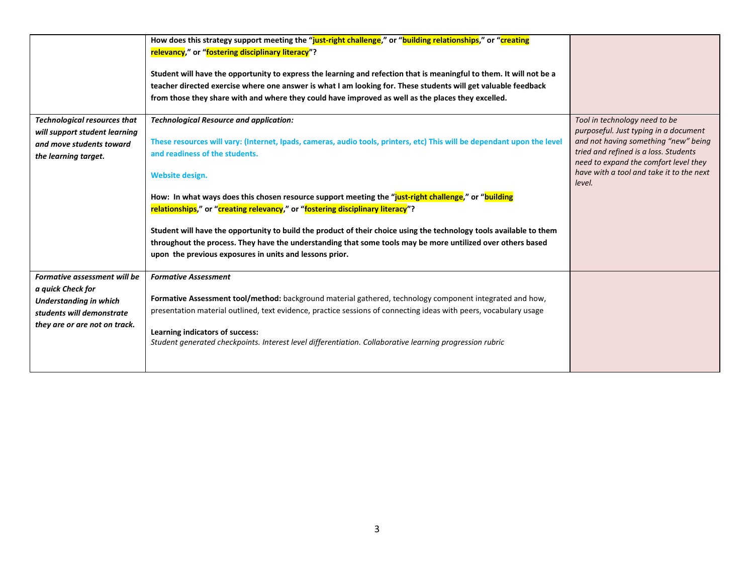| | | |
|---|---|---|
| | **How does this strategy support meeting the "just-right challenge," or "building relationships," or "creating relevancy," or "fostering disciplinary literacy"?**<br><br>**Student will have the opportunity to express the learning and refection that is meaningful to them. It will not be a teacher directed exercise where one answer is what I am looking for. These students will get valuable feedback from those they share with and where they could have improved as well as the places they excelled.** | |
| ***Technological resources that will support student learning and move students toward the learning target.*** | ***Technological Resource and application:***<br><br>**These resources will vary: (Internet, Ipads, cameras, audio tools, printers, etc) This will be dependant upon the level and readiness of the students.**<br><br>**Website design.**<br><br>**How: In what ways does this chosen resource support meeting the "just-right challenge," or "building relationships," or "creating relevancy," or "fostering disciplinary literacy"?**<br><br>**Student will have the opportunity to build the product of their choice using the technology tools available to them throughout the process. They have the understanding that some tools may be more untilized over others based upon the previous exposures in units and lessons prior.** | *Tool in technology need to be purposeful. Just typing in a document and not having something "new" being tried and refined is a loss. Students need to expand the comfort level they have with a tool and take it to the next level.* |
| ***Formative assessment will be a quick Check for Understanding in which students will demonstrate they are or are not on track.*** | ***Formative Assessment***<br><br>**Formative Assessment tool/method:** background material gathered, technology component integrated and how, presentation material outlined, text evidence, practice sessions of connecting ideas with peers, vocabulary usage<br><br>**Learning indicators of success:**<br>*Student generated checkpoints. Interest level differentiation. Collaborative learning progression rubric* | |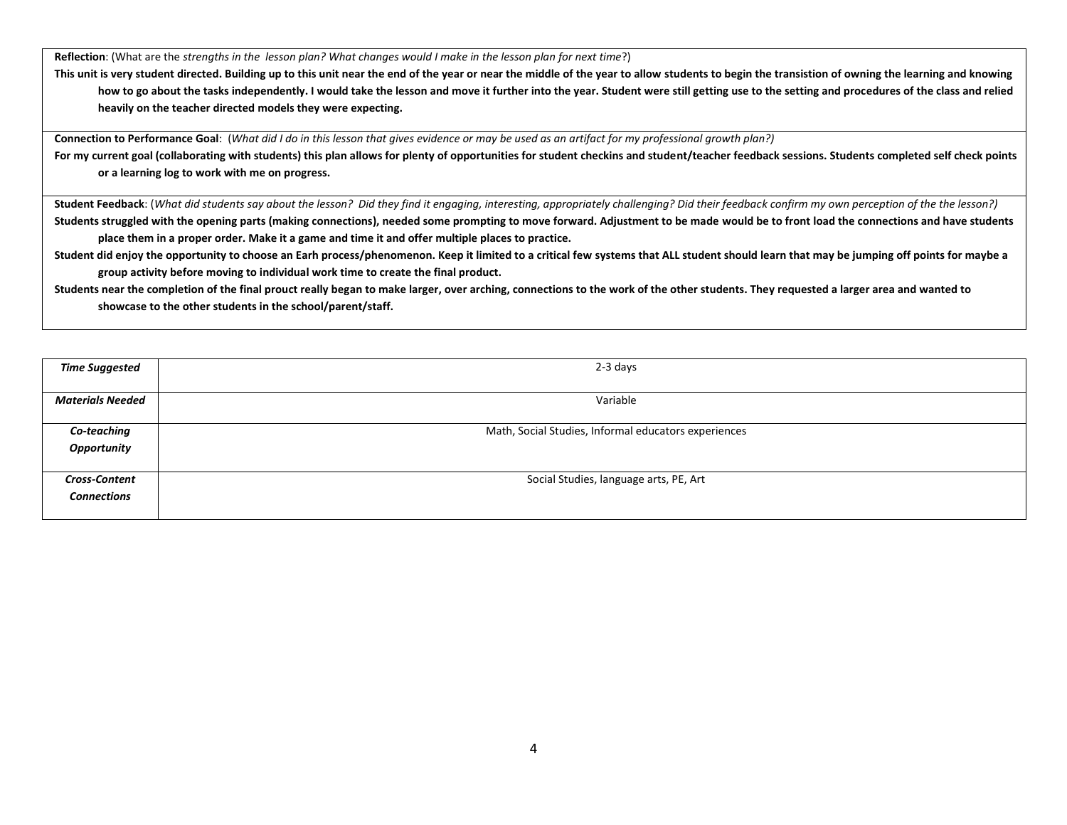**Reflection**: (What are the *strengths in the lesson plan? What changes would I make in the lesson plan for next time*?)

**This unit is very student directed. Building up to this unit near the end of the year or near the middle of the year to allow students to begin the transistion of owning the learning and knowing how to go about the tasks independently. I would take the lesson and move it further into the year. Student were still getting use to the setting and procedures of the class and relied heavily on the teacher directed models they were expecting.**

**Connection to Performance Goal**: (*What did I do in this lesson that gives evidence or may be used as an artifact for my professional growth plan?)*

**For my current goal (collaborating with students) this plan allows for plenty of opportunities for student checkins and student/teacher feedback sessions. Students completed self check points or a learning log to work with me on progress.**

**Student Feedback**: (*What did students say about the lesson? Did they find it engaging, interesting, appropriately challenging? Did their feedback confirm my own perception of the the lesson?)*

**Students struggled with the opening parts (making connections), needed some prompting to move forward. Adjustment to be made would be to front load the connections and have students place them in a proper order. Make it a game and time it and offer multiple places to practice.**

**Student did enjoy the opportunity to choose an Earh process/phenomenon. Keep it limited to a critical few systems that ALL student should learn that may be jumping off points for maybe a group activity before moving to individual work time to create the final product.**

**Students near the completion of the final prouct really began to make larger, over arching, connections to the work of the other students. They requested a larger area and wanted to showcase to the other students in the school/parent/staff.**

| | |
|---|---|
| ***Time Suggested*** | 2-3 days |
| ***Materials Needed*** | Variable |
| ***Co-teaching Opportunity*** | Math, Social Studies, Informal educators experiences |
| ***Cross-Content Connections*** | Social Studies, language arts, PE, Art |